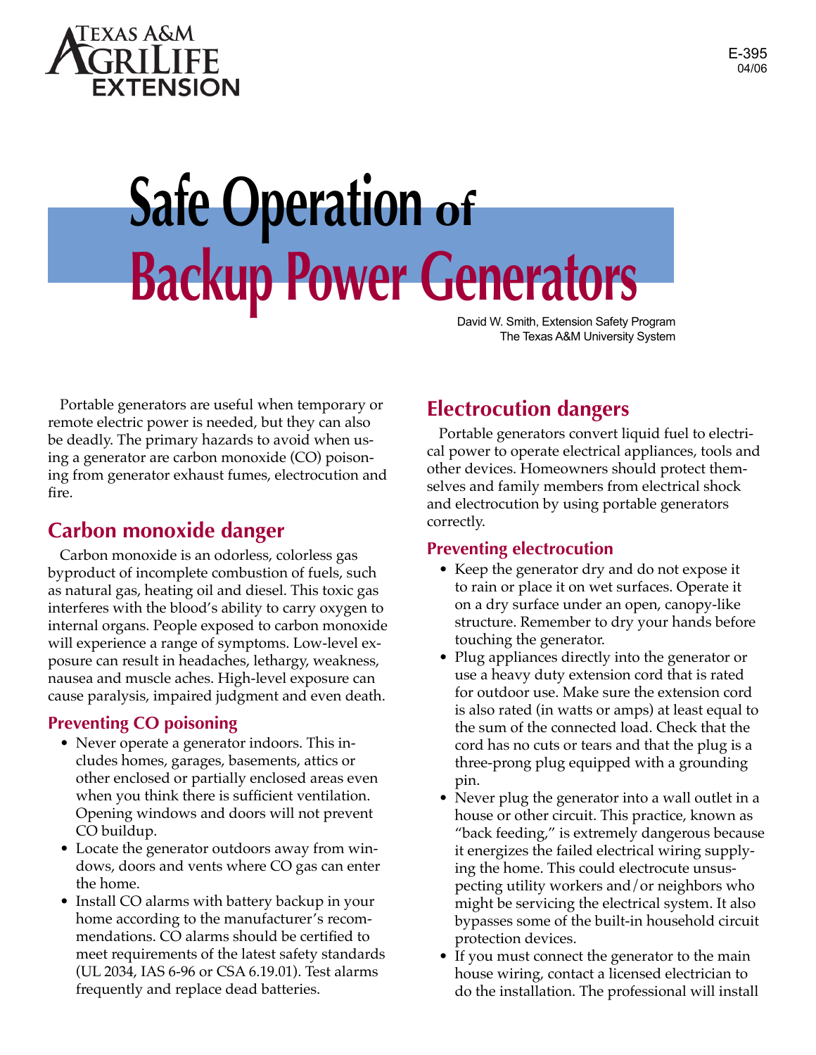Texas A&M AgriLife Extension

E-395
04/06

# Safe Operation of Backup Power Generators

David W. Smith, Extension Safety Program
The Texas A&M University System

Portable generators are useful when temporary or remote electric power is needed, but they can also be deadly. The primary hazards to avoid when using a generator are carbon monoxide (CO) poisoning from generator exhaust fumes, electrocution and fire.

## Carbon monoxide danger

Carbon monoxide is an odorless, colorless gas byproduct of incomplete combustion of fuels, such as natural gas, heating oil and diesel. This toxic gas interferes with the blood's ability to carry oxygen to internal organs. People exposed to carbon monoxide will experience a range of symptoms. Low-level exposure can result in headaches, lethargy, weakness, nausea and muscle aches. High-level exposure can cause paralysis, impaired judgment and even death.

### Preventing CO poisoning

- Never operate a generator indoors. This includes homes, garages, basements, attics or other enclosed or partially enclosed areas even when you think there is sufficient ventilation. Opening windows and doors will not prevent CO buildup.
- Locate the generator outdoors away from windows, doors and vents where CO gas can enter the home.
- Install CO alarms with battery backup in your home according to the manufacturer's recommendations. CO alarms should be certified to meet requirements of the latest safety standards (UL 2034, IAS 6-96 or CSA 6.19.01). Test alarms frequently and replace dead batteries.

## Electrocution dangers

Portable generators convert liquid fuel to electrical power to operate electrical appliances, tools and other devices. Homeowners should protect themselves and family members from electrical shock and electrocution by using portable generators correctly.

### Preventing electrocution

- Keep the generator dry and do not expose it to rain or place it on wet surfaces. Operate it on a dry surface under an open, canopy-like structure. Remember to dry your hands before touching the generator.
- Plug appliances directly into the generator or use a heavy duty extension cord that is rated for outdoor use. Make sure the extension cord is also rated (in watts or amps) at least equal to the sum of the connected load. Check that the cord has no cuts or tears and that the plug is a three-prong plug equipped with a grounding pin.
- Never plug the generator into a wall outlet in a house or other circuit. This practice, known as "back feeding," is extremely dangerous because it energizes the failed electrical wiring supplying the home. This could electrocute unsuspecting utility workers and/or neighbors who might be servicing the electrical system. It also bypasses some of the built-in household circuit protection devices.
- If you must connect the generator to the main house wiring, contact a licensed electrician to do the installation. The professional will install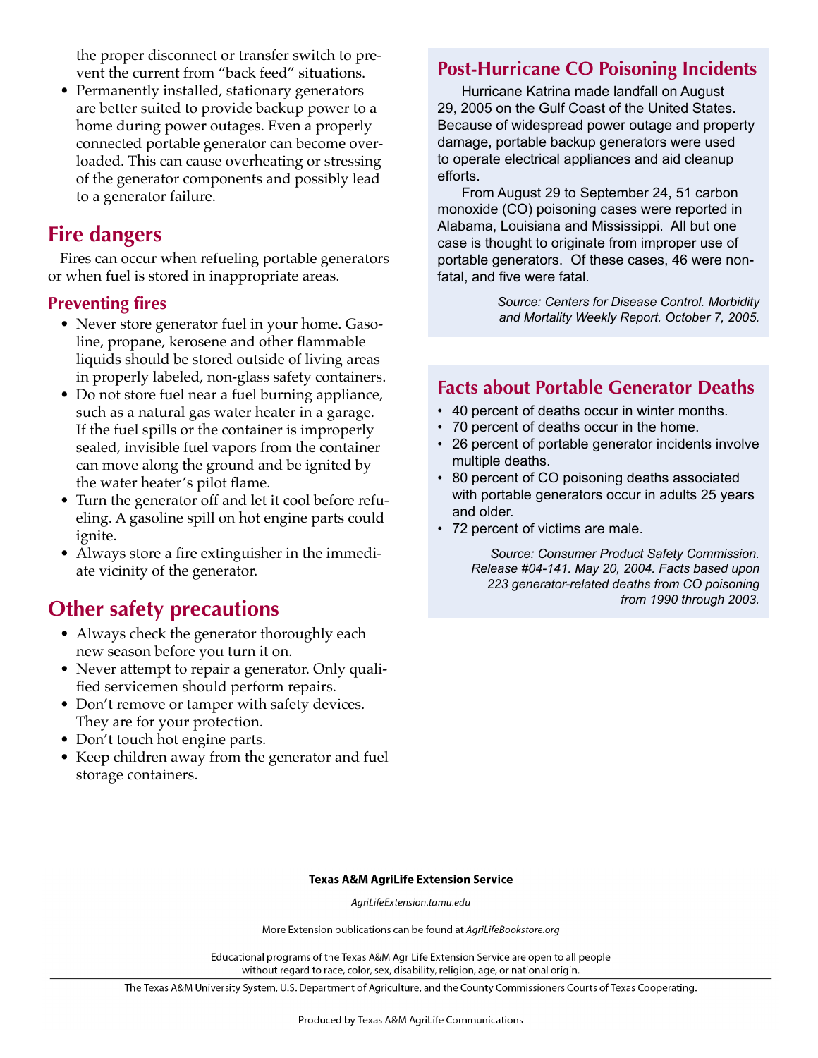the proper disconnect or transfer switch to prevent the current from "back feed" situations.

- Permanently installed, stationary generators are better suited to provide backup power to a home during power outages. Even a properly connected portable generator can become overloaded. This can cause overheating or stressing of the generator components and possibly lead to a generator failure.

## Fire dangers

Fires can occur when refueling portable generators or when fuel is stored in inappropriate areas.

### Preventing fires

- Never store generator fuel in your home. Gasoline, propane, kerosene and other flammable liquids should be stored outside of living areas in properly labeled, non-glass safety containers.
- Do not store fuel near a fuel burning appliance, such as a natural gas water heater in a garage. If the fuel spills or the container is improperly sealed, invisible fuel vapors from the container can move along the ground and be ignited by the water heater's pilot flame.
- Turn the generator off and let it cool before refueling. A gasoline spill on hot engine parts could ignite.
- Always store a fire extinguisher in the immediate vicinity of the generator.

## Other safety precautions

- Always check the generator thoroughly each new season before you turn it on.
- Never attempt to repair a generator. Only qualified servicemen should perform repairs.
- Don't remove or tamper with safety devices. They are for your protection.
- Don't touch hot engine parts.
- Keep children away from the generator and fuel storage containers.

## Post-Hurricane CO Poisoning Incidents

Hurricane Katrina made landfall on August 29, 2005 on the Gulf Coast of the United States. Because of widespread power outage and property damage, portable backup generators were used to operate electrical appliances and aid cleanup efforts.

From August 29 to September 24, 51 carbon monoxide (CO) poisoning cases were reported in Alabama, Louisiana and Mississippi. All but one case is thought to originate from improper use of portable generators. Of these cases, 46 were nonfatal, and five were fatal.

*Source: Centers for Disease Control. Morbidity and Mortality Weekly Report. October 7, 2005.*

## Facts about Portable Generator Deaths

- 40 percent of deaths occur in winter months.
- 70 percent of deaths occur in the home.
- 26 percent of portable generator incidents involve multiple deaths.
- 80 percent of CO poisoning deaths associated with portable generators occur in adults 25 years and older.
- 72 percent of victims are male.

*Source: Consumer Product Safety Commission. Release #04-141. May 20, 2004. Facts based upon 223 generator-related deaths from CO poisoning from 1990 through 2003.*

**Texas A&M AgriLife Extension Service**

*AgriLifeExtension.tamu.edu*

More Extension publications can be found at *AgriLifeBookstore.org*

Educational programs of the Texas A&M AgriLife Extension Service are open to all people without regard to race, color, sex, disability, religion, age, or national origin.

The Texas A&M University System, U.S. Department of Agriculture, and the County Commissioners Courts of Texas Cooperating.

Produced by Texas A&M AgriLife Communications